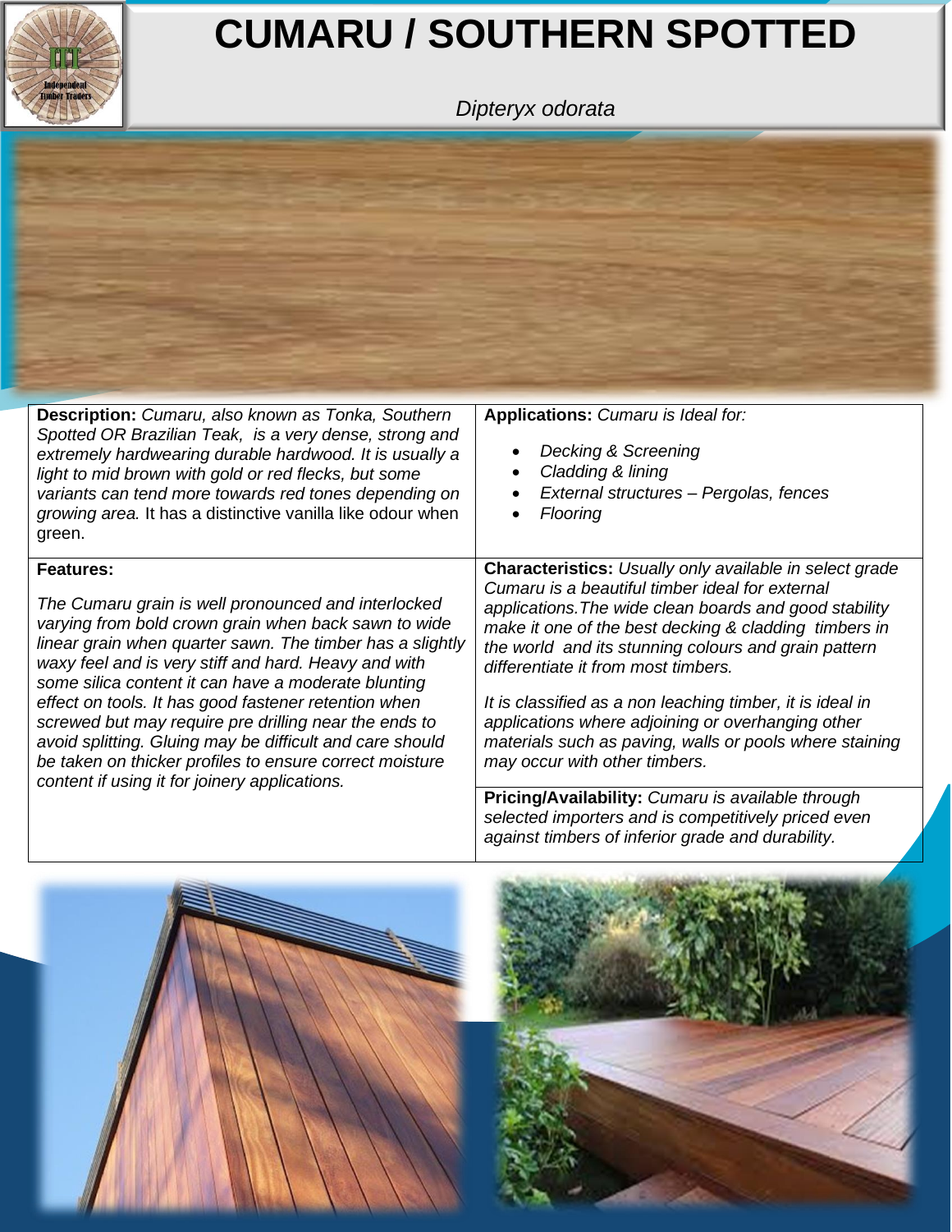# CUMARU / SOUTHERN SPOTTED

*Dipteryx odorata*

**Description:** *Cumaru, also known as Tonka, Southern Spotted OR Brazilian Teak, is a very dense, strong and extremely hardwearing durable hardwood. It is usually a light to mid brown with gold or red flecks, but some variants can tend more towards red tones depending on growing area.* It has a distinctive vanilla like odour when green.

**Applications:** *Cumaru is Ideal for:*

- *Decking & Screening*
- *Cladding & lining*
- *External structures – Pergolas, fences*
- *Flooring*

**Features:**

*The Cumaru grain is well pronounced and interlocked varying from bold crown grain when back sawn to wide linear grain when quarter sawn. The timber has a slightly waxy feel and is very stiff and hard. Heavy and with some silica content it can have a moderate blunting effect on tools. It has good fastener retention when screwed but may require pre drilling near the ends to avoid splitting. Gluing may be difficult and care should be taken on thicker profiles to ensure correct moisture content if using it for joinery applications.*

**Characteristics:** *Usually only available in select grade Cumaru is a beautiful timber ideal for external applications.The wide clean boards and good stability make it one of the best decking & cladding timbers in the world and its stunning colours and grain pattern differentiate it from most timbers.*

*It is classified as a non leaching timber, it is ideal in applications where adjoining or overhanging other materials such as paving, walls or pools where staining may occur with other timbers.*

**Pricing/Availability:** *Cumaru is available through selected importers and is competitively priced even against timbers of inferior grade and durability.*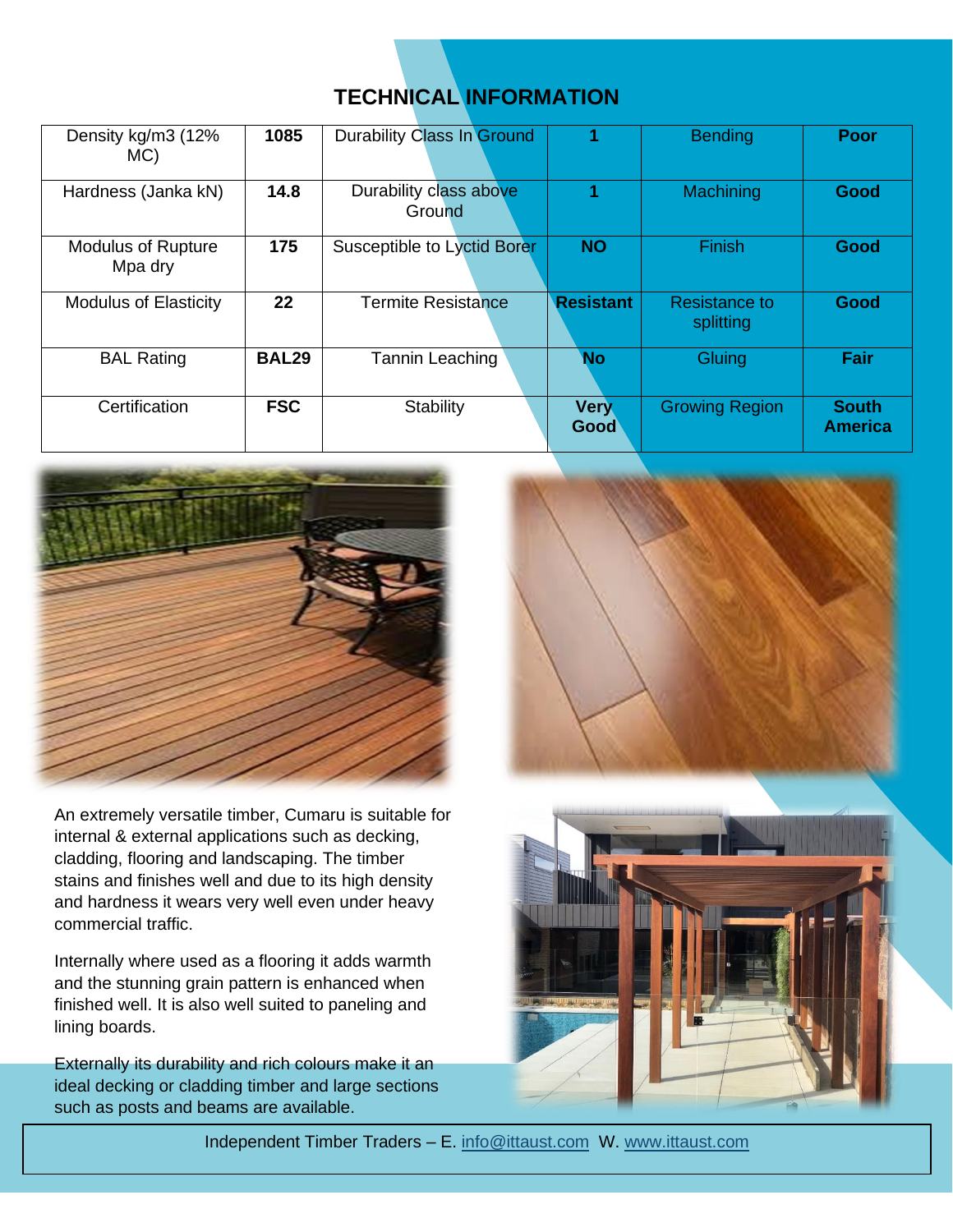## TECHNICAL INFORMATION

| | | | | | |
|---|---|---|---|---|---|
| Density kg/m3 (12% MC) | **1085** | Durability Class In Ground | **1** | Bending | **Poor** |
| Hardness (Janka kN) | **14.8** | Durability class above Ground | **1** | Machining | **Good** |
| Modulus of Rupture Mpa dry | **175** | Susceptible to Lyctid Borer | **NO** | Finish | **Good** |
| Modulus of Elasticity | **22** | Termite Resistance | **Resistant** | Resistance to splitting | **Good** |
| BAL Rating | **BAL29** | Tannin Leaching | **No** | Gluing | **Fair** |
| Certification | **FSC** | Stability | **Very Good** | Growing Region | **South America** |

An extremely versatile timber, Cumaru is suitable for internal & external applications such as decking, cladding, flooring and landscaping. The timber stains and finishes well and due to its high density and hardness it wears very well even under heavy commercial traffic.

Internally where used as a flooring it adds warmth and the stunning grain pattern is enhanced when finished well. It is also well suited to paneling and lining boards.

Externally its durability and rich colours make it an ideal decking or cladding timber and large sections such as posts and beams are available.

Independent Timber Traders – E. info@ittaust.com W. www.ittaust.com